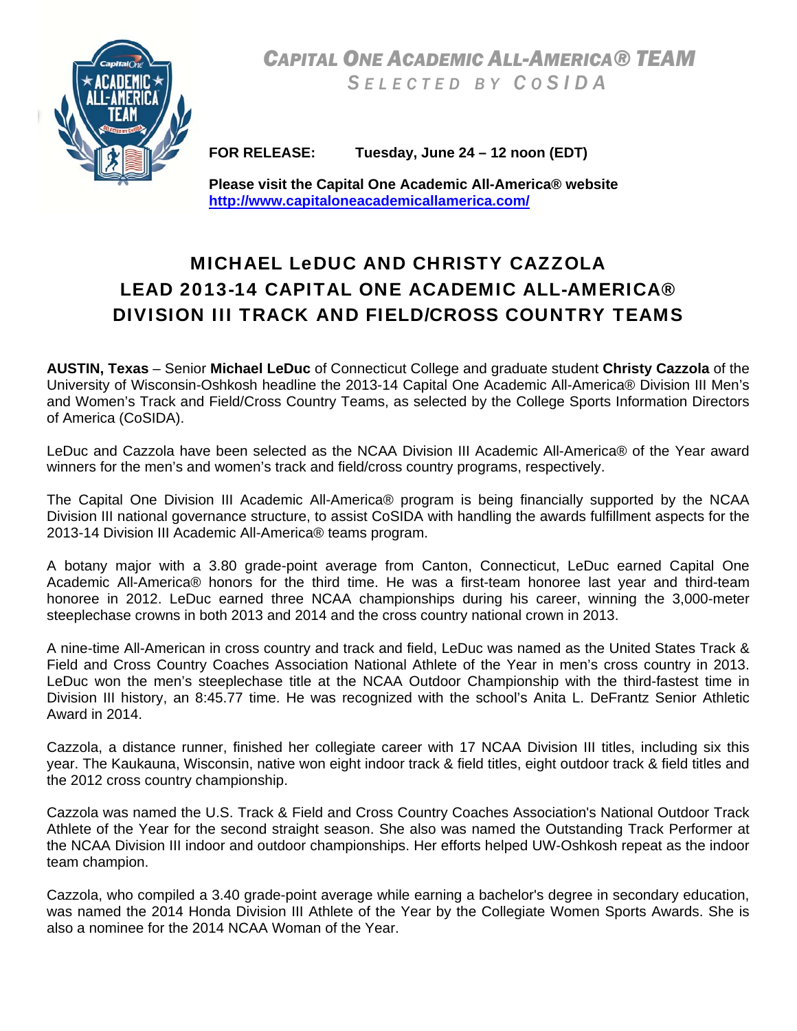*CAPITAL ONE ACADEMIC ALL-AMERICA® TEAM*

*SELECTED BY COSIDA*

**FOR RELEASE:** **Tuesday, June 24 – 12 noon (EDT)**

**Please visit the Capital One Academic All-America® website**
**http://www.capitaloneacademicallamerica.com/**

# MICHAEL LeDUC AND CHRISTY CAZZOLA LEAD 2013-14 CAPITAL ONE ACADEMIC ALL-AMERICA® DIVISION III TRACK AND FIELD/CROSS COUNTRY TEAMS

**AUSTIN, Texas** – Senior **Michael LeDuc** of Connecticut College and graduate student **Christy Cazzola** of the University of Wisconsin-Oshkosh headline the 2013-14 Capital One Academic All-America® Division III Men's and Women's Track and Field/Cross Country Teams, as selected by the College Sports Information Directors of America (CoSIDA).

LeDuc and Cazzola have been selected as the NCAA Division III Academic All-America® of the Year award winners for the men's and women's track and field/cross country programs, respectively.

The Capital One Division III Academic All-America® program is being financially supported by the NCAA Division III national governance structure, to assist CoSIDA with handling the awards fulfillment aspects for the 2013-14 Division III Academic All-America® teams program.

A botany major with a 3.80 grade-point average from Canton, Connecticut, LeDuc earned Capital One Academic All-America® honors for the third time. He was a first-team honoree last year and third-team honoree in 2012. LeDuc earned three NCAA championships during his career, winning the 3,000-meter steeplechase crowns in both 2013 and 2014 and the cross country national crown in 2013.

A nine-time All-American in cross country and track and field, LeDuc was named as the United States Track & Field and Cross Country Coaches Association National Athlete of the Year in men's cross country in 2013. LeDuc won the men's steeplechase title at the NCAA Outdoor Championship with the third-fastest time in Division III history, an 8:45.77 time. He was recognized with the school's Anita L. DeFrantz Senior Athletic Award in 2014.

Cazzola, a distance runner, finished her collegiate career with 17 NCAA Division III titles, including six this year. The Kaukauna, Wisconsin, native won eight indoor track & field titles, eight outdoor track & field titles and the 2012 cross country championship.

Cazzola was named the U.S. Track & Field and Cross Country Coaches Association's National Outdoor Track Athlete of the Year for the second straight season. She also was named the Outstanding Track Performer at the NCAA Division III indoor and outdoor championships. Her efforts helped UW-Oshkosh repeat as the indoor team champion.

Cazzola, who compiled a 3.40 grade-point average while earning a bachelor's degree in secondary education, was named the 2014 Honda Division III Athlete of the Year by the Collegiate Women Sports Awards. She is also a nominee for the 2014 NCAA Woman of the Year.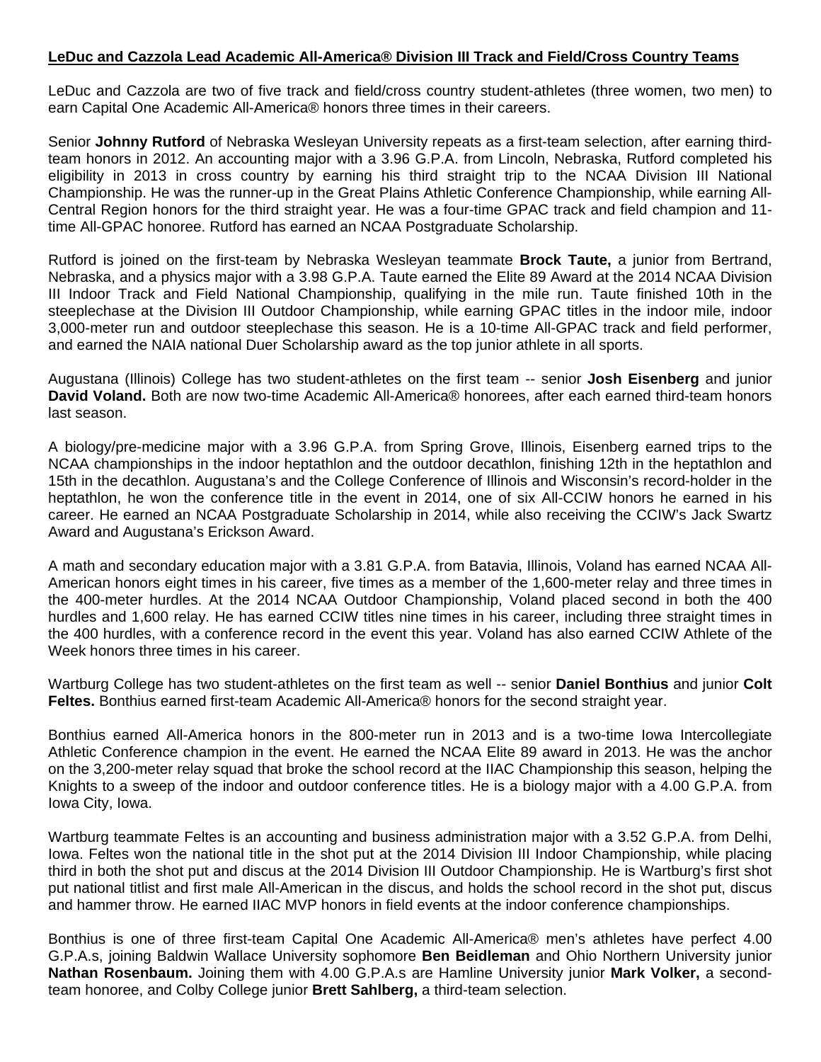**LeDuc and Cazzola Lead Academic All-America® Division III Track and Field/Cross Country Teams**

LeDuc and Cazzola are two of five track and field/cross country student-athletes (three women, two men) to earn Capital One Academic All-America® honors three times in their careers.

Senior **Johnny Rutford** of Nebraska Wesleyan University repeats as a first-team selection, after earning third-team honors in 2012. An accounting major with a 3.96 G.P.A. from Lincoln, Nebraska, Rutford completed his eligibility in 2013 in cross country by earning his third straight trip to the NCAA Division III National Championship. He was the runner-up in the Great Plains Athletic Conference Championship, while earning All-Central Region honors for the third straight year. He was a four-time GPAC track and field champion and 11-time All-GPAC honoree. Rutford has earned an NCAA Postgraduate Scholarship.

Rutford is joined on the first-team by Nebraska Wesleyan teammate **Brock Taute,** a junior from Bertrand, Nebraska, and a physics major with a 3.98 G.P.A. Taute earned the Elite 89 Award at the 2014 NCAA Division III Indoor Track and Field National Championship, qualifying in the mile run. Taute finished 10th in the steeplechase at the Division III Outdoor Championship, while earning GPAC titles in the indoor mile, indoor 3,000-meter run and outdoor steeplechase this season. He is a 10-time All-GPAC track and field performer, and earned the NAIA national Duer Scholarship award as the top junior athlete in all sports.

Augustana (Illinois) College has two student-athletes on the first team -- senior **Josh Eisenberg** and junior **David Voland.** Both are now two-time Academic All-America® honorees, after each earned third-team honors last season.

A biology/pre-medicine major with a 3.96 G.P.A. from Spring Grove, Illinois, Eisenberg earned trips to the NCAA championships in the indoor heptathlon and the outdoor decathlon, finishing 12th in the heptathlon and 15th in the decathlon. Augustana's and the College Conference of Illinois and Wisconsin's record-holder in the heptathlon, he won the conference title in the event in 2014, one of six All-CCIW honors he earned in his career. He earned an NCAA Postgraduate Scholarship in 2014, while also receiving the CCIW's Jack Swartz Award and Augustana's Erickson Award.

A math and secondary education major with a 3.81 G.P.A. from Batavia, Illinois, Voland has earned NCAA All-American honors eight times in his career, five times as a member of the 1,600-meter relay and three times in the 400-meter hurdles. At the 2014 NCAA Outdoor Championship, Voland placed second in both the 400 hurdles and 1,600 relay. He has earned CCIW titles nine times in his career, including three straight times in the 400 hurdles, with a conference record in the event this year. Voland has also earned CCIW Athlete of the Week honors three times in his career.

Wartburg College has two student-athletes on the first team as well -- senior **Daniel Bonthius** and junior **Colt Feltes.** Bonthius earned first-team Academic All-America® honors for the second straight year.

Bonthius earned All-America honors in the 800-meter run in 2013 and is a two-time Iowa Intercollegiate Athletic Conference champion in the event. He earned the NCAA Elite 89 award in 2013. He was the anchor on the 3,200-meter relay squad that broke the school record at the IIAC Championship this season, helping the Knights to a sweep of the indoor and outdoor conference titles. He is a biology major with a 4.00 G.P.A. from Iowa City, Iowa.

Wartburg teammate Feltes is an accounting and business administration major with a 3.52 G.P.A. from Delhi, Iowa. Feltes won the national title in the shot put at the 2014 Division III Indoor Championship, while placing third in both the shot put and discus at the 2014 Division III Outdoor Championship. He is Wartburg's first shot put national titlist and first male All-American in the discus, and holds the school record in the shot put, discus and hammer throw. He earned IIAC MVP honors in field events at the indoor conference championships.

Bonthius is one of three first-team Capital One Academic All-America® men's athletes have perfect 4.00 G.P.A.s, joining Baldwin Wallace University sophomore **Ben Beidleman** and Ohio Northern University junior **Nathan Rosenbaum.** Joining them with 4.00 G.P.A.s are Hamline University junior **Mark Volker,** a second-team honoree, and Colby College junior **Brett Sahlberg,** a third-team selection.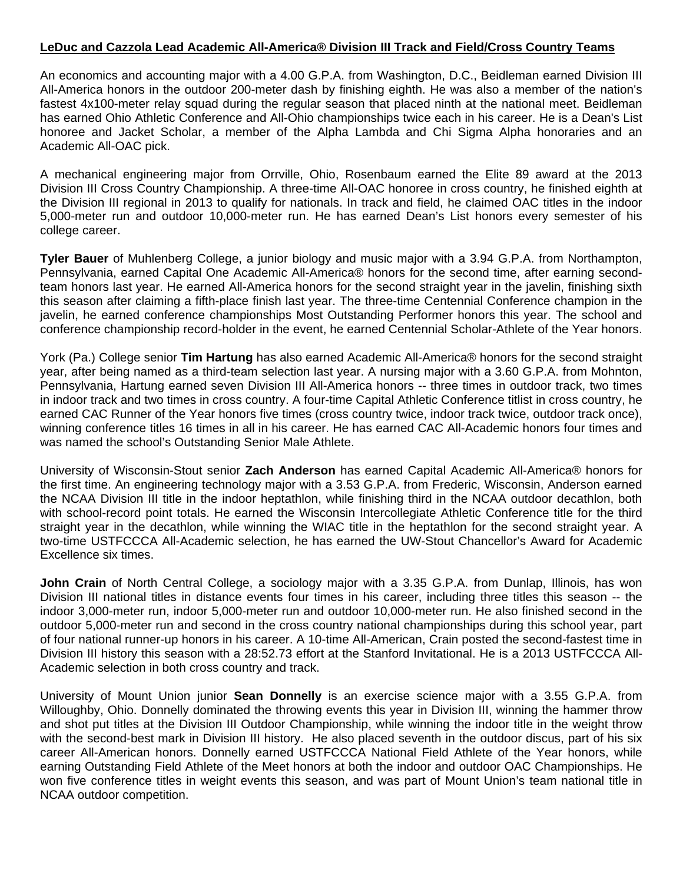**LeDuc and Cazzola Lead Academic All-America® Division III Track and Field/Cross Country Teams**

An economics and accounting major with a 4.00 G.P.A. from Washington, D.C., Beidleman earned Division III All-America honors in the outdoor 200-meter dash by finishing eighth. He was also a member of the nation's fastest 4x100-meter relay squad during the regular season that placed ninth at the national meet. Beidleman has earned Ohio Athletic Conference and All-Ohio championships twice each in his career. He is a Dean's List honoree and Jacket Scholar, a member of the Alpha Lambda and Chi Sigma Alpha honoraries and an Academic All-OAC pick.

A mechanical engineering major from Orrville, Ohio, Rosenbaum earned the Elite 89 award at the 2013 Division III Cross Country Championship. A three-time All-OAC honoree in cross country, he finished eighth at the Division III regional in 2013 to qualify for nationals. In track and field, he claimed OAC titles in the indoor 5,000-meter run and outdoor 10,000-meter run. He has earned Dean's List honors every semester of his college career.

**Tyler Bauer** of Muhlenberg College, a junior biology and music major with a 3.94 G.P.A. from Northampton, Pennsylvania, earned Capital One Academic All-America® honors for the second time, after earning second-team honors last year. He earned All-America honors for the second straight year in the javelin, finishing sixth this season after claiming a fifth-place finish last year. The three-time Centennial Conference champion in the javelin, he earned conference championships Most Outstanding Performer honors this year. The school and conference championship record-holder in the event, he earned Centennial Scholar-Athlete of the Year honors.

York (Pa.) College senior **Tim Hartung** has also earned Academic All-America® honors for the second straight year, after being named as a third-team selection last year. A nursing major with a 3.60 G.P.A. from Mohnton, Pennsylvania, Hartung earned seven Division III All-America honors -- three times in outdoor track, two times in indoor track and two times in cross country. A four-time Capital Athletic Conference titlist in cross country, he earned CAC Runner of the Year honors five times (cross country twice, indoor track twice, outdoor track once), winning conference titles 16 times in all in his career. He has earned CAC All-Academic honors four times and was named the school's Outstanding Senior Male Athlete.

University of Wisconsin-Stout senior **Zach Anderson** has earned Capital Academic All-America® honors for the first time. An engineering technology major with a 3.53 G.P.A. from Frederic, Wisconsin, Anderson earned the NCAA Division III title in the indoor heptathlon, while finishing third in the NCAA outdoor decathlon, both with school-record point totals. He earned the Wisconsin Intercollegiate Athletic Conference title for the third straight year in the decathlon, while winning the WIAC title in the heptathlon for the second straight year. A two-time USTFCCCA All-Academic selection, he has earned the UW-Stout Chancellor's Award for Academic Excellence six times.

**John Crain** of North Central College, a sociology major with a 3.35 G.P.A. from Dunlap, Illinois, has won Division III national titles in distance events four times in his career, including three titles this season -- the indoor 3,000-meter run, indoor 5,000-meter run and outdoor 10,000-meter run. He also finished second in the outdoor 5,000-meter run and second in the cross country national championships during this school year, part of four national runner-up honors in his career. A 10-time All-American, Crain posted the second-fastest time in Division III history this season with a 28:52.73 effort at the Stanford Invitational. He is a 2013 USTFCCCA All-Academic selection in both cross country and track.

University of Mount Union junior **Sean Donnelly** is an exercise science major with a 3.55 G.P.A. from Willoughby, Ohio. Donnelly dominated the throwing events this year in Division III, winning the hammer throw and shot put titles at the Division III Outdoor Championship, while winning the indoor title in the weight throw with the second-best mark in Division III history. He also placed seventh in the outdoor discus, part of his six career All-American honors. Donnelly earned USTFCCCA National Field Athlete of the Year honors, while earning Outstanding Field Athlete of the Meet honors at both the indoor and outdoor OAC Championships. He won five conference titles in weight events this season, and was part of Mount Union's team national title in NCAA outdoor competition.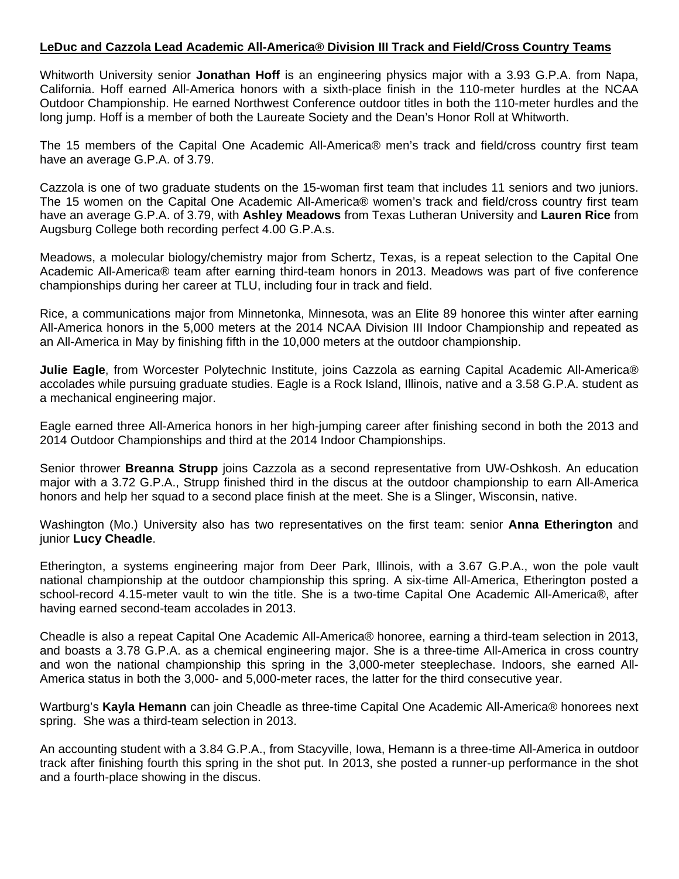**LeDuc and Cazzola Lead Academic All-America® Division III Track and Field/Cross Country Teams**

Whitworth University senior **Jonathan Hoff** is an engineering physics major with a 3.93 G.P.A. from Napa, California. Hoff earned All-America honors with a sixth-place finish in the 110-meter hurdles at the NCAA Outdoor Championship. He earned Northwest Conference outdoor titles in both the 110-meter hurdles and the long jump. Hoff is a member of both the Laureate Society and the Dean's Honor Roll at Whitworth.

The 15 members of the Capital One Academic All-America® men's track and field/cross country first team have an average G.P.A. of 3.79.

Cazzola is one of two graduate students on the 15-woman first team that includes 11 seniors and two juniors. The 15 women on the Capital One Academic All-America® women's track and field/cross country first team have an average G.P.A. of 3.79, with **Ashley Meadows** from Texas Lutheran University and **Lauren Rice** from Augsburg College both recording perfect 4.00 G.P.A.s.

Meadows, a molecular biology/chemistry major from Schertz, Texas, is a repeat selection to the Capital One Academic All-America® team after earning third-team honors in 2013. Meadows was part of five conference championships during her career at TLU, including four in track and field.

Rice, a communications major from Minnetonka, Minnesota, was an Elite 89 honoree this winter after earning All-America honors in the 5,000 meters at the 2014 NCAA Division III Indoor Championship and repeated as an All-America in May by finishing fifth in the 10,000 meters at the outdoor championship.

**Julie Eagle**, from Worcester Polytechnic Institute, joins Cazzola as earning Capital Academic All-America® accolades while pursuing graduate studies. Eagle is a Rock Island, Illinois, native and a 3.58 G.P.A. student as a mechanical engineering major.

Eagle earned three All-America honors in her high-jumping career after finishing second in both the 2013 and 2014 Outdoor Championships and third at the 2014 Indoor Championships.

Senior thrower **Breanna Strupp** joins Cazzola as a second representative from UW-Oshkosh. An education major with a 3.72 G.P.A., Strupp finished third in the discus at the outdoor championship to earn All-America honors and help her squad to a second place finish at the meet. She is a Slinger, Wisconsin, native.

Washington (Mo.) University also has two representatives on the first team: senior **Anna Etherington** and junior **Lucy Cheadle**.

Etherington, a systems engineering major from Deer Park, Illinois, with a 3.67 G.P.A., won the pole vault national championship at the outdoor championship this spring. A six-time All-America, Etherington posted a school-record 4.15-meter vault to win the title. She is a two-time Capital One Academic All-America®, after having earned second-team accolades in 2013.

Cheadle is also a repeat Capital One Academic All-America® honoree, earning a third-team selection in 2013, and boasts a 3.78 G.P.A. as a chemical engineering major. She is a three-time All-America in cross country and won the national championship this spring in the 3,000-meter steeplechase. Indoors, she earned All-America status in both the 3,000- and 5,000-meter races, the latter for the third consecutive year.

Wartburg's **Kayla Hemann** can join Cheadle as three-time Capital One Academic All-America® honorees next spring. She was a third-team selection in 2013.

An accounting student with a 3.84 G.P.A., from Stacyville, Iowa, Hemann is a three-time All-America in outdoor track after finishing fourth this spring in the shot put. In 2013, she posted a runner-up performance in the shot and a fourth-place showing in the discus.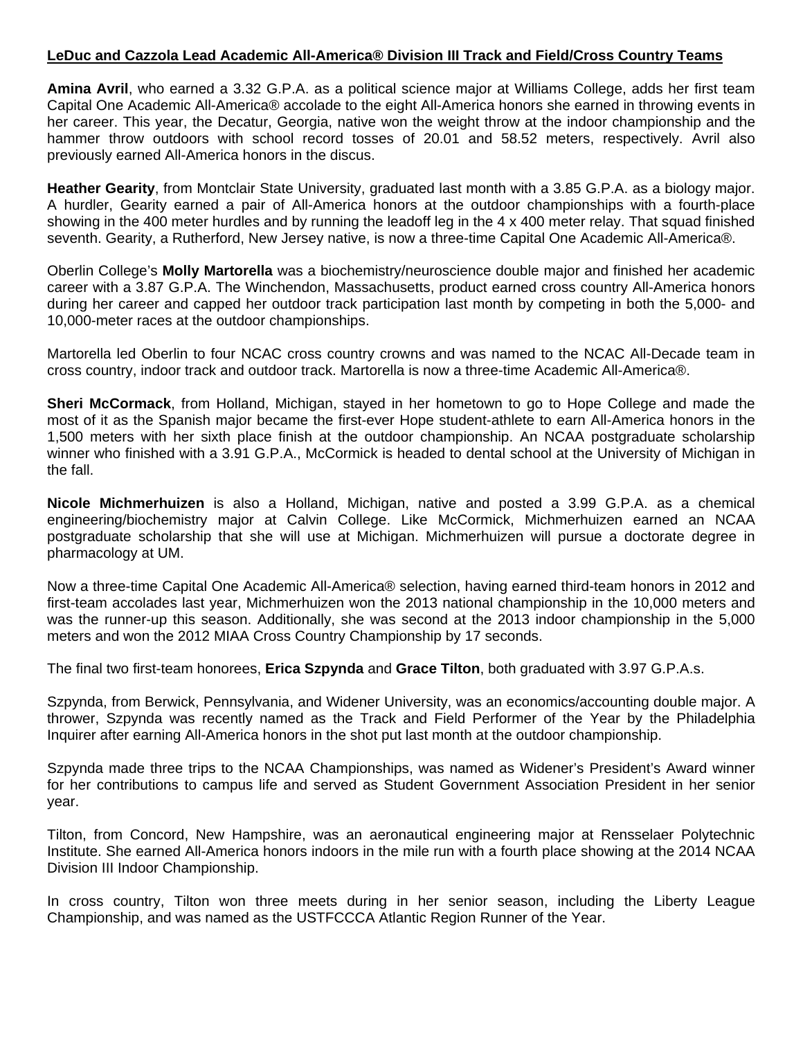**LeDuc and Cazzola Lead Academic All-America® Division III Track and Field/Cross Country Teams**

**Amina Avril**, who earned a 3.32 G.P.A. as a political science major at Williams College, adds her first team Capital One Academic All-America® accolade to the eight All-America honors she earned in throwing events in her career. This year, the Decatur, Georgia, native won the weight throw at the indoor championship and the hammer throw outdoors with school record tosses of 20.01 and 58.52 meters, respectively. Avril also previously earned All-America honors in the discus.

**Heather Gearity**, from Montclair State University, graduated last month with a 3.85 G.P.A. as a biology major. A hurdler, Gearity earned a pair of All-America honors at the outdoor championships with a fourth-place showing in the 400 meter hurdles and by running the leadoff leg in the 4 x 400 meter relay. That squad finished seventh. Gearity, a Rutherford, New Jersey native, is now a three-time Capital One Academic All-America®.

Oberlin College's **Molly Martorella** was a biochemistry/neuroscience double major and finished her academic career with a 3.87 G.P.A. The Winchendon, Massachusetts, product earned cross country All-America honors during her career and capped her outdoor track participation last month by competing in both the 5,000- and 10,000-meter races at the outdoor championships.

Martorella led Oberlin to four NCAC cross country crowns and was named to the NCAC All-Decade team in cross country, indoor track and outdoor track. Martorella is now a three-time Academic All-America®.

**Sheri McCormack**, from Holland, Michigan, stayed in her hometown to go to Hope College and made the most of it as the Spanish major became the first-ever Hope student-athlete to earn All-America honors in the 1,500 meters with her sixth place finish at the outdoor championship. An NCAA postgraduate scholarship winner who finished with a 3.91 G.P.A., McCormick is headed to dental school at the University of Michigan in the fall.

**Nicole Michmerhuizen** is also a Holland, Michigan, native and posted a 3.99 G.P.A. as a chemical engineering/biochemistry major at Calvin College. Like McCormick, Michmerhuizen earned an NCAA postgraduate scholarship that she will use at Michigan. Michmerhuizen will pursue a doctorate degree in pharmacology at UM.

Now a three-time Capital One Academic All-America® selection, having earned third-team honors in 2012 and first-team accolades last year, Michmerhuizen won the 2013 national championship in the 10,000 meters and was the runner-up this season. Additionally, she was second at the 2013 indoor championship in the 5,000 meters and won the 2012 MIAA Cross Country Championship by 17 seconds.

The final two first-team honorees, **Erica Szpynda** and **Grace Tilton**, both graduated with 3.97 G.P.A.s.

Szpynda, from Berwick, Pennsylvania, and Widener University, was an economics/accounting double major. A thrower, Szpynda was recently named as the Track and Field Performer of the Year by the Philadelphia Inquirer after earning All-America honors in the shot put last month at the outdoor championship.

Szpynda made three trips to the NCAA Championships, was named as Widener's President's Award winner for her contributions to campus life and served as Student Government Association President in her senior year.

Tilton, from Concord, New Hampshire, was an aeronautical engineering major at Rensselaer Polytechnic Institute. She earned All-America honors indoors in the mile run with a fourth place showing at the 2014 NCAA Division III Indoor Championship.

In cross country, Tilton won three meets during in her senior season, including the Liberty League Championship, and was named as the USTFCCCA Atlantic Region Runner of the Year.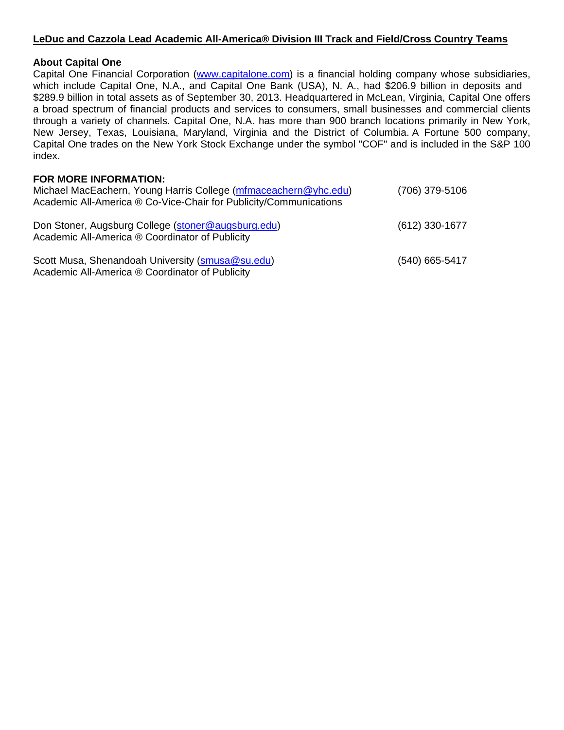**About Capital One**

Capital One Financial Corporation (www.capitalone.com) is a financial holding company whose subsidiaries, which include Capital One, N.A., and Capital One Bank (USA), N. A., had \$206.9 billion in deposits and \$289.9 billion in total assets as of September 30, 2013. Headquartered in McLean, Virginia, Capital One offers a broad spectrum of financial products and services to consumers, small businesses and commercial clients through a variety of channels. Capital One, N.A. has more than 900 branch locations primarily in New York, New Jersey, Texas, Louisiana, Maryland, Virginia and the District of Columbia. A Fortune 500 company, Capital One trades on the New York Stock Exchange under the symbol "COF" and is included in the S&P 100 index.

**FOR MORE INFORMATION:**

Michael MacEachern, Young Harris College (mfmaceachern@yhc.edu) (706) 379-5106
Academic All-America ® Co-Vice-Chair for Publicity/Communications

Don Stoner, Augsburg College (stoner@augsburg.edu) (612) 330-1677
Academic All-America ® Coordinator of Publicity

Scott Musa, Shenandoah University (smusa@su.edu) (540) 665-5417
Academic All-America ® Coordinator of Publicity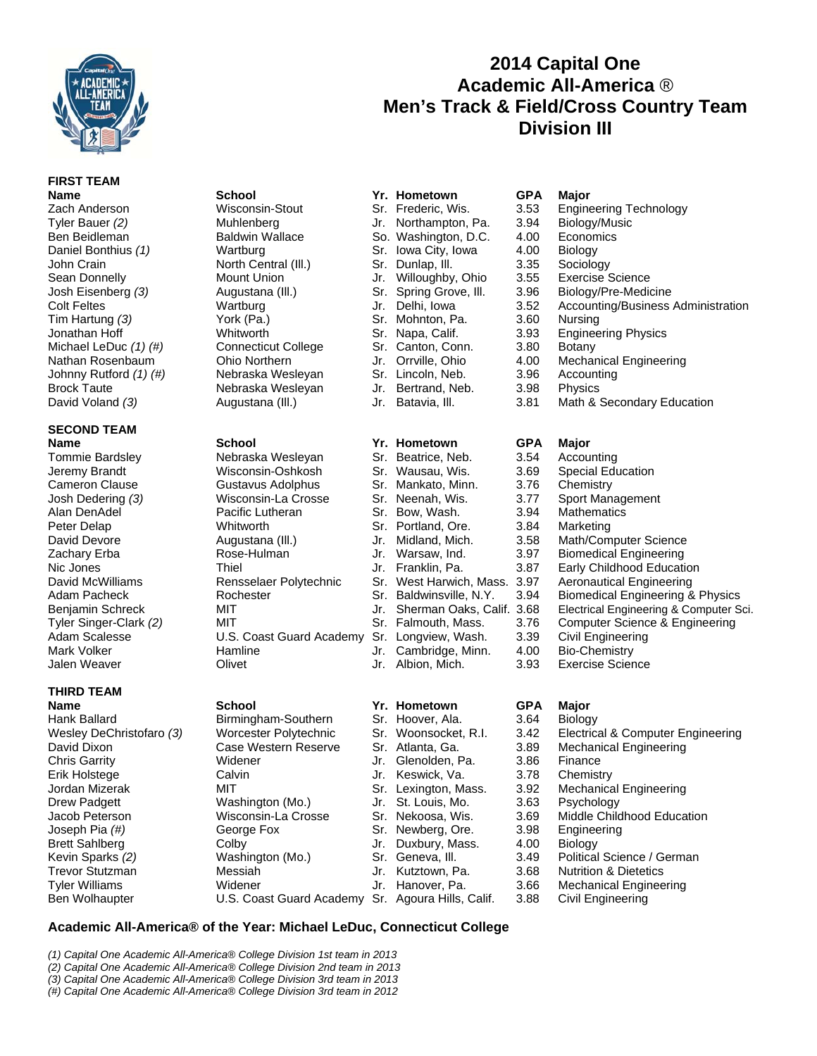# 2014 Capital One Academic All-America ® Men's Track & Field/Cross Country Team Division III

## FIRST TEAM

| Name | School | Yr. | Hometown | GPA | Major |
|---|---|---|---|---|---|
| Zach Anderson | Wisconsin-Stout | Sr. | Frederic, Wis. | 3.53 | Engineering Technology |
| Tyler Bauer *(2)* | Muhlenberg | Jr. | Northampton, Pa. | 3.94 | Biology/Music |
| Ben Beidleman | Baldwin Wallace | So. | Washington, D.C. | 4.00 | Economics |
| Daniel Bonthius *(1)* | Wartburg | Sr. | Iowa City, Iowa | 4.00 | Biology |
| John Crain | North Central (Ill.) | Sr. | Dunlap, Ill. | 3.35 | Sociology |
| Sean Donnelly | Mount Union | Jr. | Willoughby, Ohio | 3.55 | Exercise Science |
| Josh Eisenberg *(3)* | Augustana (Ill.) | Sr. | Spring Grove, Ill. | 3.96 | Biology/Pre-Medicine |
| Colt Feltes | Wartburg | Jr. | Delhi, Iowa | 3.52 | Accounting/Business Administration |
| Tim Hartung *(3)* | York (Pa.) | Sr. | Mohnton, Pa. | 3.60 | Nursing |
| Jonathan Hoff | Whitworth | Sr. | Napa, Calif. | 3.93 | Engineering Physics |
| Michael LeDuc *(1) (#)* | Connecticut College | Sr. | Canton, Conn. | 3.80 | Botany |
| Nathan Rosenbaum | Ohio Northern | Jr. | Orrville, Ohio | 4.00 | Mechanical Engineering |
| Johnny Rutford *(1) (#)* | Nebraska Wesleyan | Sr. | Lincoln, Neb. | 3.96 | Accounting |
| Brock Taute | Nebraska Wesleyan | Jr. | Bertrand, Neb. | 3.98 | Physics |
| David Voland *(3)* | Augustana (Ill.) | Jr. | Batavia, Ill. | 3.81 | Math & Secondary Education |

## SECOND TEAM

| Name | School | Yr. | Hometown | GPA | Major |
|---|---|---|---|---|---|
| Tommie Bardsley | Nebraska Wesleyan | Sr. | Beatrice, Neb. | 3.54 | Accounting |
| Jeremy Brandt | Wisconsin-Oshkosh | Sr. | Wausau, Wis. | 3.69 | Special Education |
| Cameron Clause | Gustavus Adolphus | Sr. | Mankato, Minn. | 3.76 | Chemistry |
| Josh Dedering *(3)* | Wisconsin-La Crosse | Sr. | Neenah, Wis. | 3.77 | Sport Management |
| Alan DenAdel | Pacific Lutheran | Sr. | Bow, Wash. | 3.94 | Mathematics |
| Peter Delap | Whitworth | Sr. | Portland, Ore. | 3.84 | Marketing |
| David Devore | Augustana (Ill.) | Jr. | Midland, Mich. | 3.58 | Math/Computer Science |
| Zachary Erba | Rose-Hulman | Jr. | Warsaw, Ind. | 3.97 | Biomedical Engineering |
| Nic Jones | Thiel | Jr. | Franklin, Pa. | 3.87 | Early Childhood Education |
| David McWilliams | Rensselaer Polytechnic | Sr. | West Harwich, Mass. | 3.97 | Aeronautical Engineering |
| Adam Pacheck | Rochester | Sr. | Baldwinsville, N.Y. | 3.94 | Biomedical Engineering & Physics |
| Benjamin Schreck | MIT | Jr. | Sherman Oaks, Calif. | 3.68 | Electrical Engineering & Computer Sci. |
| Tyler Singer-Clark *(2)* | MIT | Sr. | Falmouth, Mass. | 3.76 | Computer Science & Engineering |
| Adam Scalesse | U.S. Coast Guard Academy | Sr. | Longview, Wash. | 3.39 | Civil Engineering |
| Mark Volker | Hamline | Jr. | Cambridge, Minn. | 4.00 | Bio-Chemistry |
| Jalen Weaver | Olivet | Jr. | Albion, Mich. | 3.93 | Exercise Science |

## THIRD TEAM

| Name | School | Yr. | Hometown | GPA | Major |
|---|---|---|---|---|---|
| Hank Ballard | Birmingham-Southern | Sr. | Hoover, Ala. | 3.64 | Biology |
| Wesley DeChristofaro *(3)* | Worcester Polytechnic | Sr. | Woonsocket, R.I. | 3.42 | Electrical & Computer Engineering |
| David Dixon | Case Western Reserve | Sr. | Atlanta, Ga. | 3.89 | Mechanical Engineering |
| Chris Garrity | Widener | Jr. | Glenolden, Pa. | 3.86 | Finance |
| Erik Holstege | Calvin | Jr. | Keswick, Va. | 3.78 | Chemistry |
| Jordan Mizerak | MIT | Sr. | Lexington, Mass. | 3.92 | Mechanical Engineering |
| Drew Padgett | Washington (Mo.) | Jr. | St. Louis, Mo. | 3.63 | Psychology |
| Jacob Peterson | Wisconsin-La Crosse | Sr. | Nekoosa, Wis. | 3.69 | Middle Childhood Education |
| Joseph Pia *(#)* | George Fox | Sr. | Newberg, Ore. | 3.98 | Engineering |
| Brett Sahlberg | Colby | Jr. | Duxbury, Mass. | 4.00 | Biology |
| Kevin Sparks *(2)* | Washington (Mo.) | Sr. | Geneva, Ill. | 3.49 | Political Science / German |
| Trevor Stutzman | Messiah | Jr. | Kutztown, Pa. | 3.68 | Nutrition & Dietetics |
| Tyler Williams | Widener | Jr. | Hanover, Pa. | 3.66 | Mechanical Engineering |
| Ben Wolhaupter | U.S. Coast Guard Academy | Sr. | Agoura Hills, Calif. | 3.88 | Civil Engineering |

**Academic All-America® of the Year: Michael LeDuc, Connecticut College**

*(1) Capital One Academic All-America® College Division 1st team in 2013*
*(2) Capital One Academic All-America® College Division 2nd team in 2013*
*(3) Capital One Academic All-America® College Division 3rd team in 2013*
*(#) Capital One Academic All-America® College Division 3rd team in 2012*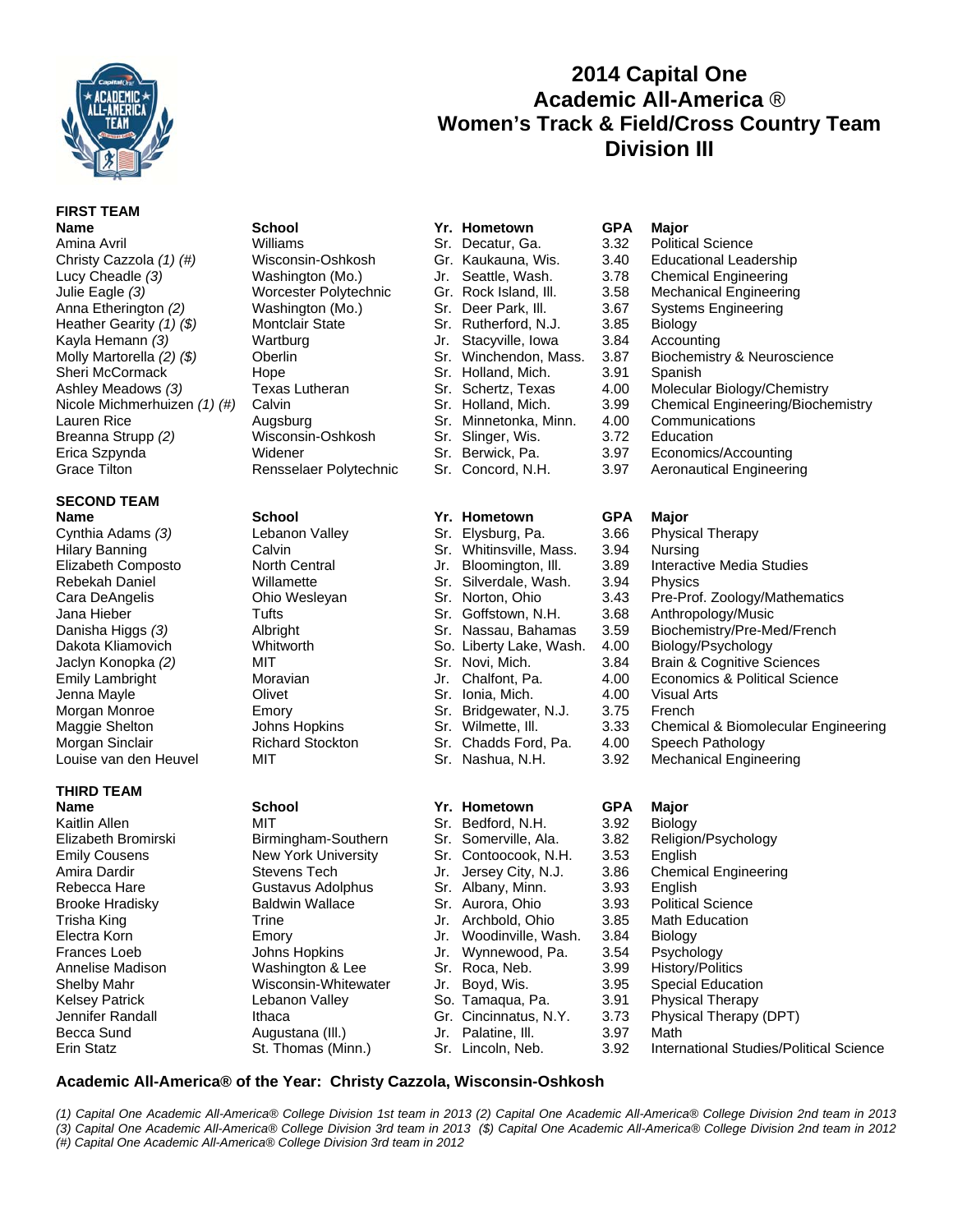# 2014 Capital One Academic All-America ® Women's Track & Field/Cross Country Team Division III

## FIRST TEAM

| Name | School | Yr. | Hometown | GPA | Major |
|---|---|---|---|---|---|
| Amina Avril | Williams | Sr. | Decatur, Ga. | 3.32 | Political Science |
| Christy Cazzola *(1) (#)* | Wisconsin-Oshkosh | Gr. | Kaukauna, Wis. | 3.40 | Educational Leadership |
| Lucy Cheadle *(3)* | Washington (Mo.) | Jr. | Seattle, Wash. | 3.78 | Chemical Engineering |
| Julie Eagle *(3)* | Worcester Polytechnic | Gr. | Rock Island, Ill. | 3.58 | Mechanical Engineering |
| Anna Etherington *(2)* | Washington (Mo.) | Sr. | Deer Park, Ill. | 3.67 | Systems Engineering |
| Heather Gearity *(1) ($)* | Montclair State | Sr. | Rutherford, N.J. | 3.85 | Biology |
| Kayla Hemann *(3)* | Wartburg | Jr. | Stacyville, Iowa | 3.84 | Accounting |
| Molly Martorella *(2) ($)* | Oberlin | Sr. | Winchendon, Mass. | 3.87 | Biochemistry & Neuroscience |
| Sheri McCormack | Hope | Sr. | Holland, Mich. | 3.91 | Spanish |
| Ashley Meadows *(3)* | Texas Lutheran | Sr. | Schertz, Texas | 4.00 | Molecular Biology/Chemistry |
| Nicole Michmerhuizen *(1) (#)* | Calvin | Sr. | Holland, Mich. | 3.99 | Chemical Engineering/Biochemistry |
| Lauren Rice | Augsburg | Sr. | Minnetonka, Minn. | 4.00 | Communications |
| Breanna Strupp *(2)* | Wisconsin-Oshkosh | Sr. | Slinger, Wis. | 3.72 | Education |
| Erica Szpynda | Widener | Sr. | Berwick, Pa. | 3.97 | Economics/Accounting |
| Grace Tilton | Rensselaer Polytechnic | Sr. | Concord, N.H. | 3.97 | Aeronautical Engineering |

## SECOND TEAM

| Name | School | Yr. | Hometown | GPA | Major |
|---|---|---|---|---|---|
| Cynthia Adams *(3)* | Lebanon Valley | Sr. | Elysburg, Pa. | 3.66 | Physical Therapy |
| Hilary Banning | Calvin | Sr. | Whitinsville, Mass. | 3.94 | Nursing |
| Elizabeth Composto | North Central | Jr. | Bloomington, Ill. | 3.89 | Interactive Media Studies |
| Rebekah Daniel | Willamette | Sr. | Silverdale, Wash. | 3.94 | Physics |
| Cara DeAngelis | Ohio Wesleyan | Sr. | Norton, Ohio | 3.43 | Pre-Prof. Zoology/Mathematics |
| Jana Hieber | Tufts | Sr. | Goffstown, N.H. | 3.68 | Anthropology/Music |
| Danisha Higgs *(3)* | Albright | Sr. | Nassau, Bahamas | 3.59 | Biochemistry/Pre-Med/French |
| Dakota Kliamovich | Whitworth | So. | Liberty Lake, Wash. | 4.00 | Biology/Psychology |
| Jaclyn Konopka *(2)* | MIT | Sr. | Novi, Mich. | 3.84 | Brain & Cognitive Sciences |
| Emily Lambright | Moravian | Jr. | Chalfont, Pa. | 4.00 | Economics & Political Science |
| Jenna Mayle | Olivet | Sr. | Ionia, Mich. | 4.00 | Visual Arts |
| Morgan Monroe | Emory | Sr. | Bridgewater, N.J. | 3.75 | French |
| Maggie Shelton | Johns Hopkins | Sr. | Wilmette, Ill. | 3.33 | Chemical & Biomolecular Engineering |
| Morgan Sinclair | Richard Stockton | Sr. | Chadds Ford, Pa. | 4.00 | Speech Pathology |
| Louise van den Heuvel | MIT | Sr. | Nashua, N.H. | 3.92 | Mechanical Engineering |

## THIRD TEAM

| Name | School | Yr. | Hometown | GPA | Major |
|---|---|---|---|---|---|
| Kaitlin Allen | MIT | Sr. | Bedford, N.H. | 3.92 | Biology |
| Elizabeth Bromirski | Birmingham-Southern | Sr. | Somerville, Ala. | 3.82 | Religion/Psychology |
| Emily Cousens | New York University | Sr. | Contoocook, N.H. | 3.53 | English |
| Amira Dardir | Stevens Tech | Jr. | Jersey City, N.J. | 3.86 | Chemical Engineering |
| Rebecca Hare | Gustavus Adolphus | Sr. | Albany, Minn. | 3.93 | English |
| Brooke Hradisky | Baldwin Wallace | Sr. | Aurora, Ohio | 3.93 | Political Science |
| Trisha King | Trine | Jr. | Archbold, Ohio | 3.85 | Math Education |
| Electra Korn | Emory | Jr. | Woodinville, Wash. | 3.84 | Biology |
| Frances Loeb | Johns Hopkins | Jr. | Wynnewood, Pa. | 3.54 | Psychology |
| Annelise Madison | Washington & Lee | Sr. | Roca, Neb. | 3.99 | History/Politics |
| Shelby Mahr | Wisconsin-Whitewater | Jr. | Boyd, Wis. | 3.95 | Special Education |
| Kelsey Patrick | Lebanon Valley | So. | Tamaqua, Pa. | 3.91 | Physical Therapy |
| Jennifer Randall | Ithaca | Gr. | Cincinnatus, N.Y. | 3.73 | Physical Therapy (DPT) |
| Becca Sund | Augustana (Ill.) | Jr. | Palatine, Ill. | 3.97 | Math |
| Erin Statz | St. Thomas (Minn.) | Sr. | Lincoln, Neb. | 3.92 | International Studies/Political Science |

**Academic All-America® of the Year: Christy Cazzola, Wisconsin-Oshkosh**

*(1) Capital One Academic All-America® College Division 1st team in 2013 (2) Capital One Academic All-America® College Division 2nd team in 2013 (3) Capital One Academic All-America® College Division 3rd team in 2013 ($) Capital One Academic All-America® College Division 2nd team in 2012 (#) Capital One Academic All-America® College Division 3rd team in 2012*